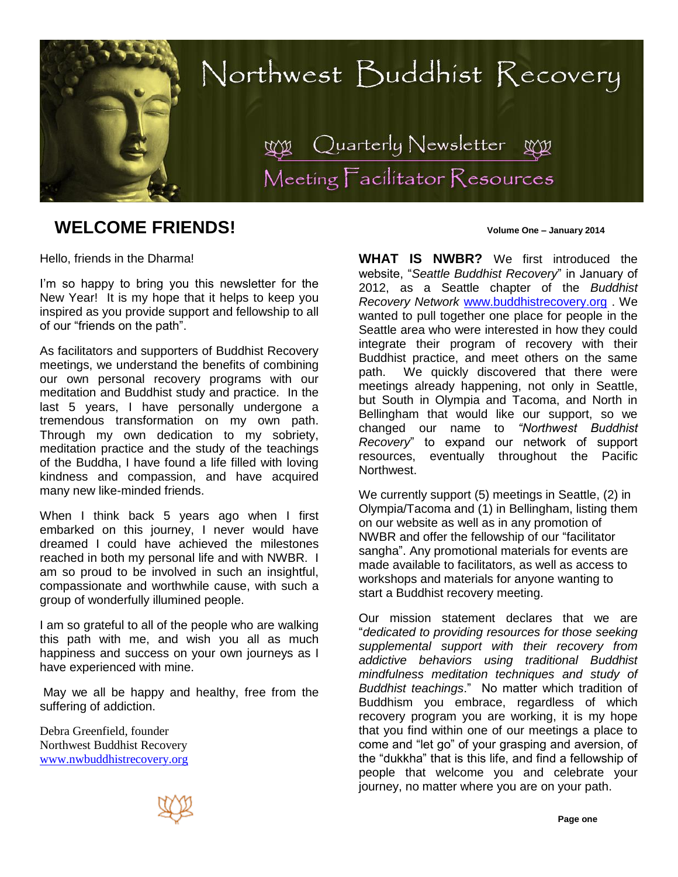# Northwest Buddhist Recovery

## Quarterly Newsletter

## Meeting Facilitator Resources

## WELCOME FRIENDS!

**Volume One – January 2014**

Hello, friends in the Dharma!

I'm so happy to bring you this newsletter for the New Year! It is my hope that it helps to keep you inspired as you provide support and fellowship to all of our "friends on the path".

As facilitators and supporters of Buddhist Recovery meetings, we understand the benefits of combining our own personal recovery programs with our meditation and Buddhist study and practice. In the last 5 years, I have personally undergone a tremendous transformation on my own path. Through my own dedication to my sobriety, meditation practice and the study of the teachings of the Buddha, I have found a life filled with loving kindness and compassion, and have acquired many new like-minded friends.

When I think back 5 years ago when I first embarked on this journey, I never would have dreamed I could have achieved the milestones reached in both my personal life and with NWBR. I am so proud to be involved in such an insightful, compassionate and worthwhile cause, with such a group of wonderfully illumined people.

I am so grateful to all of the people who are walking this path with me, and wish you all as much happiness and success on your own journeys as I have experienced with mine.

May we all be happy and healthy, free from the suffering of addiction.

Debra Greenfield, founder
Northwest Buddhist Recovery
www.nwbuddhistrecovery.org

**WHAT IS NWBR?** We first introduced the website, "*Seattle Buddhist Recovery*" in January of 2012, as a Seattle chapter of the *Buddhist Recovery Network* www.buddhistrecovery.org . We wanted to pull together one place for people in the Seattle area who were interested in how they could integrate their program of recovery with their Buddhist practice, and meet others on the same path. We quickly discovered that there were meetings already happening, not only in Seattle, but South in Olympia and Tacoma, and North in Bellingham that would like our support, so we changed our name to *"Northwest Buddhist Recovery*" to expand our network of support resources, eventually throughout the Pacific Northwest.

We currently support (5) meetings in Seattle, (2) in Olympia/Tacoma and (1) in Bellingham, listing them on our website as well as in any promotion of NWBR and offer the fellowship of our "facilitator sangha". Any promotional materials for events are made available to facilitators, as well as access to workshops and materials for anyone wanting to start a Buddhist recovery meeting.

Our mission statement declares that we are "*dedicated to providing resources for those seeking supplemental support with their recovery from addictive behaviors using traditional Buddhist mindfulness meditation techniques and study of Buddhist teachings*." No matter which tradition of Buddhism you embrace, regardless of which recovery program you are working, it is my hope that you find within one of our meetings a place to come and "let go" of your grasping and aversion, of the "dukkha" that is this life, and find a fellowship of people that welcome you and celebrate your journey, no matter where you are on your path.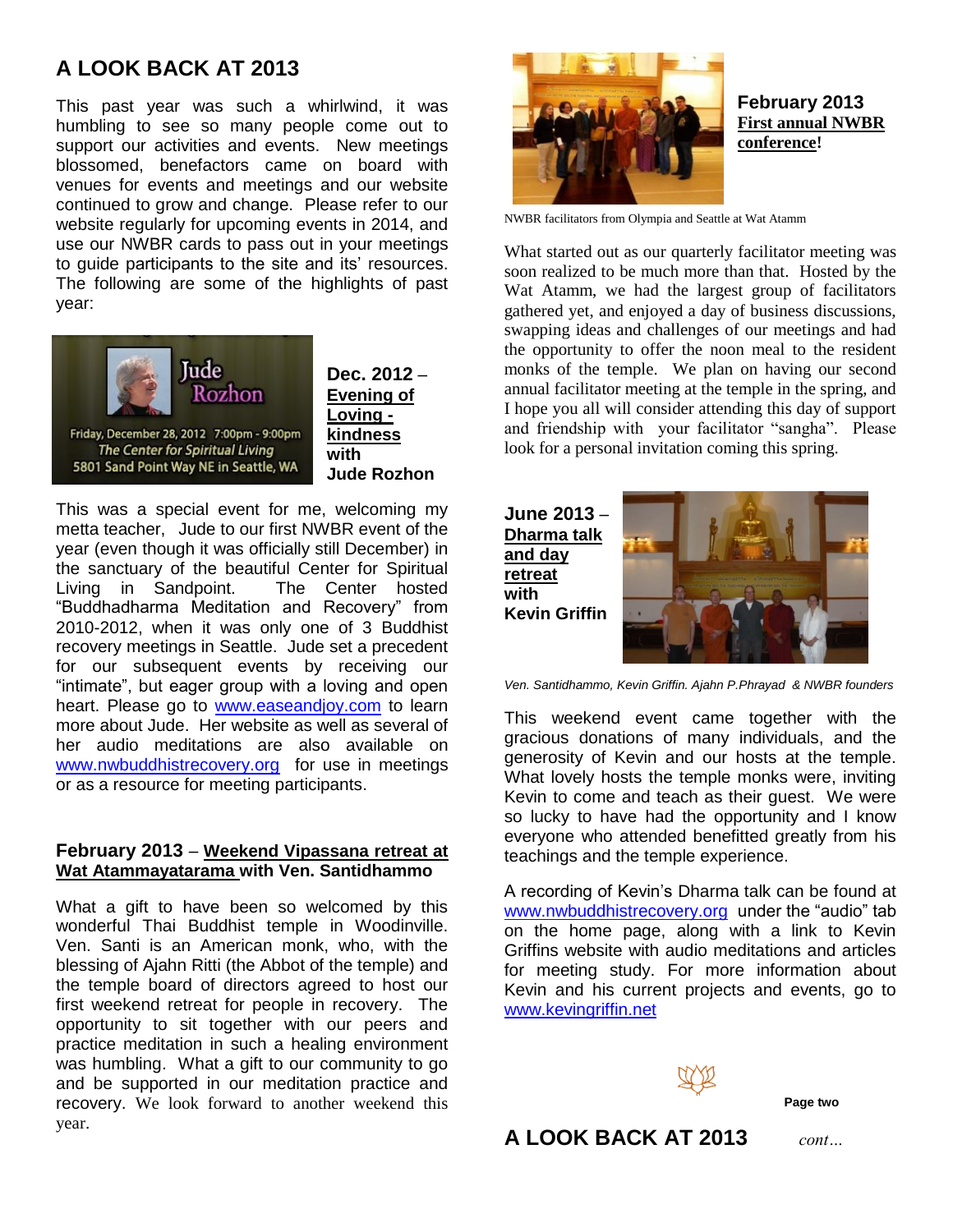# A LOOK BACK AT 2013

This past year was such a whirlwind, it was humbling to see so many people come out to support our activities and events. New meetings blossomed, benefactors came on board with venues for events and meetings and our website continued to grow and change. Please refer to our website regularly for upcoming events in 2014, and use our NWBR cards to pass out in your meetings to guide participants to the site and its' resources. The following are some of the highlights of past year:

Jude Rozhon
Friday, December 28, 2012 7:00pm - 9:00pm
The Center for Spiritual Living
5801 Sand Point Way NE in Seattle, WA

**Dec. 2012 – Evening of Loving - kindness with Jude Rozhon**

This was a special event for me, welcoming my metta teacher, Jude to our first NWBR event of the year (even though it was officially still December) in the sanctuary of the beautiful Center for Spiritual Living in Sandpoint. The Center hosted "Buddhadharma Meditation and Recovery" from 2010-2012, when it was only one of 3 Buddhist recovery meetings in Seattle. Jude set a precedent for our subsequent events by receiving our "intimate", but eager group with a loving and open heart. Please go to www.easeandjoy.com to learn more about Jude. Her website as well as several of her audio meditations are also available on www.nwbuddhistrecovery.org for use in meetings or as a resource for meeting participants.

### February 2013 – Weekend Vipassana retreat at Wat Atammayatarama with Ven. Santidhammo

What a gift to have been so welcomed by this wonderful Thai Buddhist temple in Woodinville. Ven. Santi is an American monk, who, with the blessing of Ajahn Ritti (the Abbot of the temple) and the temple board of directors agreed to host our first weekend retreat for people in recovery. The opportunity to sit together with our peers and practice meditation in such a healing environment was humbling. What a gift to our community to go and be supported in our meditation practice and recovery. We look forward to another weekend this year.

### February 2013 First annual NWBR conference!

NWBR facilitators from Olympia and Seattle at Wat Atamm

What started out as our quarterly facilitator meeting was soon realized to be much more than that. Hosted by the Wat Atamm, we had the largest group of facilitators gathered yet, and enjoyed a day of business discussions, swapping ideas and challenges of our meetings and had the opportunity to offer the noon meal to the resident monks of the temple. We plan on having our second annual facilitator meeting at the temple in the spring, and I hope you all will consider attending this day of support and friendship with your facilitator "sangha". Please look for a personal invitation coming this spring.

### June 2013 – Dharma talk and day retreat with Kevin Griffin

*Ven. Santidhammo, Kevin Griffin. Ajahn P.Phrayad & NWBR founders*

This weekend event came together with the gracious donations of many individuals, and the generosity of Kevin and our hosts at the temple. What lovely hosts the temple monks were, inviting Kevin to come and teach as their guest. We were so lucky to have had the opportunity and I know everyone who attended benefitted greatly from his teachings and the temple experience.

A recording of Kevin's Dharma talk can be found at www.nwbuddhistrecovery.org under the "audio" tab on the home page, along with a link to Kevin Griffins website with audio meditations and articles for meeting study. For more information about Kevin and his current projects and events, go to www.kevingriffin.net

# A LOOK BACK AT 2013 *cont…*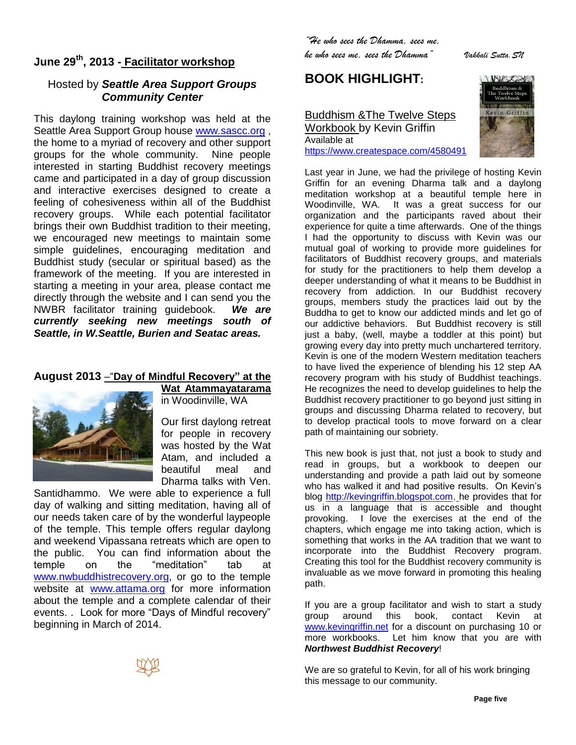## June 29th, 2013 - Facilitator workshop

Hosted by ***Seattle Area Support Groups Community Center***

This daylong training workshop was held at the Seattle Area Support Group house www.sascc.org , the home to a myriad of recovery and other support groups for the whole community. Nine people interested in starting Buddhist recovery meetings came and participated in a day of group discussion and interactive exercises designed to create a feeling of cohesiveness within all of the Buddhist recovery groups. While each potential facilitator brings their own Buddhist tradition to their meeting, we encouraged new meetings to maintain some simple guidelines, encouraging meditation and Buddhist study (secular or spiritual based) as the framework of the meeting. If you are interested in starting a meeting in your area, please contact me directly through the website and I can send you the NWBR facilitator training guidebook. ***We are currently seeking new meetings south of Seattle, in W.Seattle, Burien and Seatac areas.***

## August 2013 – "Day of Mindful Recovery" at the Wat Atammayatarama in Woodinville, WA

Our first daylong retreat for people in recovery was hosted by the Wat Atam, and included a beautiful meal and Dharma talks with Ven. Santidhammo. We were able to experience a full day of walking and sitting meditation, having all of our needs taken care of by the wonderful laypeople of the temple. This temple offers regular daylong and weekend Vipassana retreats which are open to the public. You can find information about the temple on the "meditation" tab at www.nwbuddhistrecovery.org, or go to the temple website at www.attama.org for more information about the temple and a complete calendar of their events. . Look for more "Days of Mindful recovery" beginning in March of 2014.

*"He who sees the Dhamma, sees me, he who sees me, sees the Dhamma"* — *Vakkali Sutta. SN*

## BOOK HIGHLIGHT:

Buddhism &The Twelve Steps Workbook by Kevin Griffin
Available at
https://www.createspace.com/4580491

Last year in June, we had the privilege of hosting Kevin Griffin for an evening Dharma talk and a daylong meditation workshop at a beautiful temple here in Woodinville, WA. It was a great success for our organization and the participants raved about their experience for quite a time afterwards. One of the things I had the opportunity to discuss with Kevin was our mutual goal of working to provide more guidelines for facilitators of Buddhist recovery groups, and materials for study for the practitioners to help them develop a deeper understanding of what it means to be Buddhist in recovery from addiction. In our Buddhist recovery groups, members study the practices laid out by the Buddha to get to know our addicted minds and let go of our addictive behaviors. But Buddhist recovery is still just a baby, (well, maybe a toddler at this point) but growing every day into pretty much unchartered territory. Kevin is one of the modern Western meditation teachers to have lived the experience of blending his 12 step AA recovery program with his study of Buddhist teachings. He recognizes the need to develop guidelines to help the Buddhist recovery practitioner to go beyond just sitting in groups and discussing Dharma related to recovery, but to develop practical tools to move forward on a clear path of maintaining our sobriety.

This new book is just that, not just a book to study and read in groups, but a workbook to deepen our understanding and provide a path laid out by someone who has walked it and had positive results. On Kevin's blog http://kevingriffin.blogspot.com, he provides that for us in a language that is accessible and thought provoking. I love the exercises at the end of the chapters, which engage me into taking action, which is something that works in the AA tradition that we want to incorporate into the Buddhist Recovery program. Creating this tool for the Buddhist recovery community is invaluable as we move forward in promoting this healing path.

If you are a group facilitator and wish to start a study group around this book, contact Kevin at www.kevingriffin.net for a discount on purchasing 10 or more workbooks. Let him know that you are with ***Northwest Buddhist Recovery***!

We are so grateful to Kevin, for all of his work bringing this message to our community.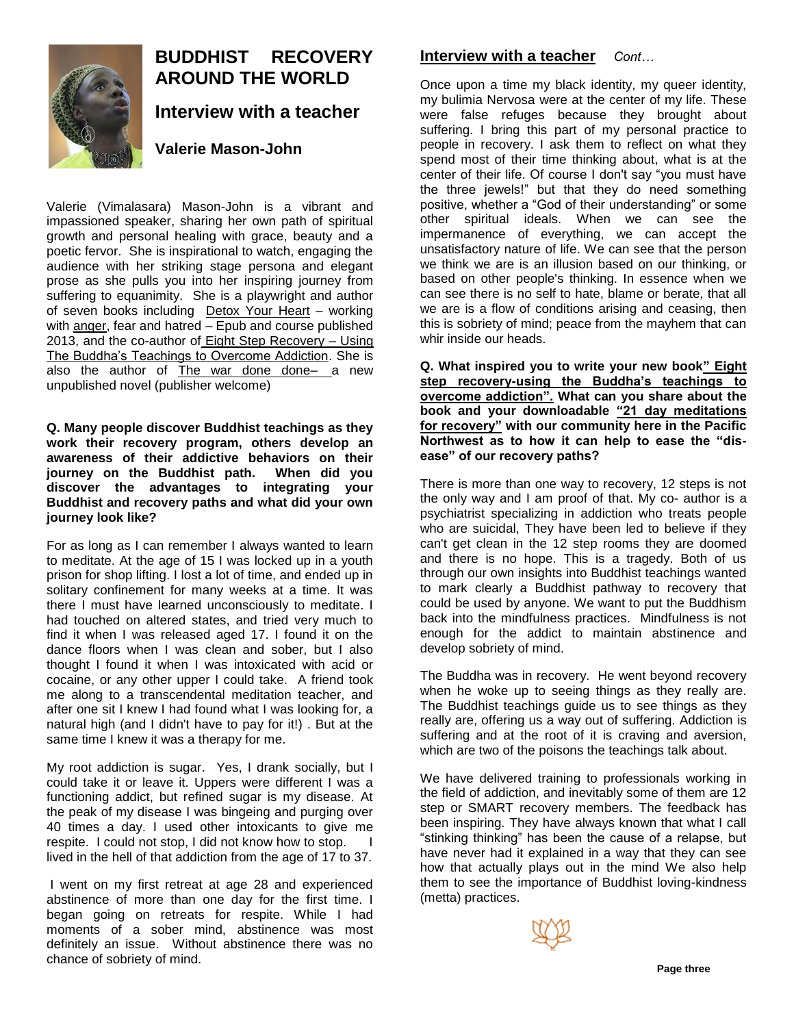# BUDDHIST RECOVERY AROUND THE WORLD

## Interview with a teacher

### Valerie Mason-John

Valerie (Vimalasara) Mason-John is a vibrant and impassioned speaker, sharing her own path of spiritual growth and personal healing with grace, beauty and a poetic fervor. She is inspirational to watch, engaging the audience with her striking stage persona and elegant prose as she pulls you into her inspiring journey from suffering to equanimity. She is a playwright and author of seven books including Detox Your Heart – working with anger, fear and hatred – Epub and course published 2013, and the co-author of Eight Step Recovery – Using The Buddha's Teachings to Overcome Addiction. She is also the author of The war done done– a new unpublished novel (publisher welcome)

**Q. Many people discover Buddhist teachings as they work their recovery program, others develop an awareness of their addictive behaviors on their journey on the Buddhist path. When did you discover the advantages to integrating your Buddhist and recovery paths and what did your own journey look like?**

For as long as I can remember I always wanted to learn to meditate. At the age of 15 I was locked up in a youth prison for shop lifting. I lost a lot of time, and ended up in solitary confinement for many weeks at a time. It was there I must have learned unconsciously to meditate. I had touched on altered states, and tried very much to find it when I was released aged 17. I found it on the dance floors when I was clean and sober, but I also thought I found it when I was intoxicated with acid or cocaine, or any other upper I could take. A friend took me along to a transcendental meditation teacher, and after one sit I knew I had found what I was looking for, a natural high (and I didn't have to pay for it!) . But at the same time I knew it was a therapy for me.

My root addiction is sugar. Yes, I drank socially, but I could take it or leave it. Uppers were different I was a functioning addict, but refined sugar is my disease. At the peak of my disease I was bingeing and purging over 40 times a day. I used other intoxicants to give me respite. I could not stop, I did not know how to stop. I lived in the hell of that addiction from the age of 17 to 37.

I went on my first retreat at age 28 and experienced abstinence of more than one day for the first time. I began going on retreats for respite. While I had moments of a sober mind, abstinence was most definitely an issue. Without abstinence there was no chance of sobriety of mind.

## Interview with a teacher *Cont…*

Once upon a time my black identity, my queer identity, my bulimia Nervosa were at the center of my life. These were false refuges because they brought about suffering. I bring this part of my personal practice to people in recovery. I ask them to reflect on what they spend most of their time thinking about, what is at the center of their life. Of course I don't say "you must have the three jewels!" but that they do need something positive, whether a "God of their understanding" or some other spiritual ideals. When we can see the impermanence of everything, we can accept the unsatisfactory nature of life. We can see that the person we think we are is an illusion based on our thinking, or based on other people's thinking. In essence when we can see there is no self to hate, blame or berate, that all we are is a flow of conditions arising and ceasing, then this is sobriety of mind; peace from the mayhem that can whir inside our heads.

**Q. What inspired you to write your new book" Eight step recovery-using the Buddha's teachings to overcome addiction". What can you share about the book and your downloadable "21 day meditations for recovery" with our community here in the Pacific Northwest as to how it can help to ease the "dis-ease" of our recovery paths?**

There is more than one way to recovery, 12 steps is not the only way and I am proof of that. My co- author is a psychiatrist specializing in addiction who treats people who are suicidal, They have been led to believe if they can't get clean in the 12 step rooms they are doomed and there is no hope. This is a tragedy. Both of us through our own insights into Buddhist teachings wanted to mark clearly a Buddhist pathway to recovery that could be used by anyone. We want to put the Buddhism back into the mindfulness practices. Mindfulness is not enough for the addict to maintain abstinence and develop sobriety of mind.

The Buddha was in recovery. He went beyond recovery when he woke up to seeing things as they really are. The Buddhist teachings guide us to see things as they really are, offering us a way out of suffering. Addiction is suffering and at the root of it is craving and aversion, which are two of the poisons the teachings talk about.

We have delivered training to professionals working in the field of addiction, and inevitably some of them are 12 step or SMART recovery members. The feedback has been inspiring. They have always known that what I call "stinking thinking" has been the cause of a relapse, but have never had it explained in a way that they can see how that actually plays out in the mind We also help them to see the importance of Buddhist loving-kindness (metta) practices.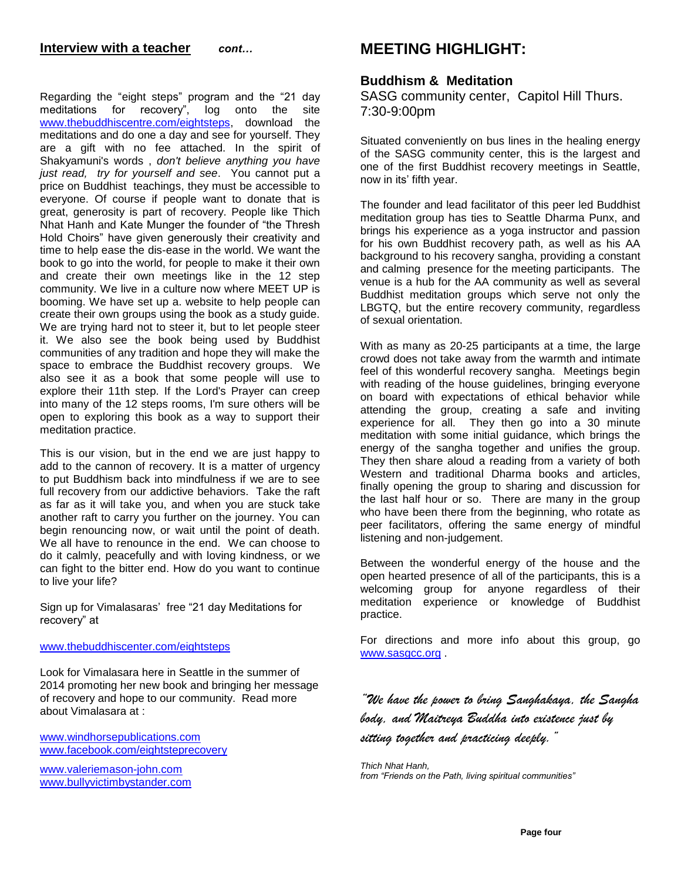## Interview with a teacher *cont…*

Regarding the "eight steps" program and the "21 day meditations for recovery", log onto the site www.thebuddhiscentre.com/eightsteps, download the meditations and do one a day and see for yourself. They are a gift with no fee attached. In the spirit of Shakyamuni's words , *don't believe anything you have just read, try for yourself and see*. You cannot put a price on Buddhist teachings, they must be accessible to everyone. Of course if people want to donate that is great, generosity is part of recovery. People like Thich Nhat Hanh and Kate Munger the founder of "the Thresh Hold Choirs" have given generously their creativity and time to help ease the dis-ease in the world. We want the book to go into the world, for people to make it their own and create their own meetings like in the 12 step community. We live in a culture now where MEET UP is booming. We have set up a. website to help people can create their own groups using the book as a study guide. We are trying hard not to steer it, but to let people steer it. We also see the book being used by Buddhist communities of any tradition and hope they will make the space to embrace the Buddhist recovery groups. We also see it as a book that some people will use to explore their 11th step. If the Lord's Prayer can creep into many of the 12 steps rooms, I'm sure others will be open to exploring this book as a way to support their meditation practice.

This is our vision, but in the end we are just happy to add to the cannon of recovery. It is a matter of urgency to put Buddhism back into mindfulness if we are to see full recovery from our addictive behaviors. Take the raft as far as it will take you, and when you are stuck take another raft to carry you further on the journey. You can begin renouncing now, or wait until the point of death. We all have to renounce in the end. We can choose to do it calmly, peacefully and with loving kindness, or we can fight to the bitter end. How do you want to continue to live your life?

Sign up for Vimalasaras' free "21 day Meditations for recovery" at

www.thebuddhiscenter.com/eightsteps

Look for Vimalasara here in Seattle in the summer of 2014 promoting her new book and bringing her message of recovery and hope to our community. Read more about Vimalasara at :

www.windhorsepublications.com
www.facebook.com/eightsteprecovery

www.valeriemason-john.com
www.bullyvictimbystander.com

## MEETING HIGHLIGHT:

### Buddhism & Meditation

SASG community center, Capitol Hill Thurs. 7:30-9:00pm

Situated conveniently on bus lines in the healing energy of the SASG community center, this is the largest and one of the first Buddhist recovery meetings in Seattle, now in its' fifth year.

The founder and lead facilitator of this peer led Buddhist meditation group has ties to Seattle Dharma Punx, and brings his experience as a yoga instructor and passion for his own Buddhist recovery path, as well as his AA background to his recovery sangha, providing a constant and calming presence for the meeting participants. The venue is a hub for the AA community as well as several Buddhist meditation groups which serve not only the LBGTQ, but the entire recovery community, regardless of sexual orientation.

With as many as 20-25 participants at a time, the large crowd does not take away from the warmth and intimate feel of this wonderful recovery sangha. Meetings begin with reading of the house guidelines, bringing everyone on board with expectations of ethical behavior while attending the group, creating a safe and inviting experience for all. They then go into a 30 minute meditation with some initial guidance, which brings the energy of the sangha together and unifies the group. They then share aloud a reading from a variety of both Western and traditional Dharma books and articles, finally opening the group to sharing and discussion for the last half hour or so. There are many in the group who have been there from the beginning, who rotate as peer facilitators, offering the same energy of mindful listening and non-judgement.

Between the wonderful energy of the house and the open hearted presence of all of the participants, this is a welcoming group for anyone regardless of their meditation experience or knowledge of Buddhist practice.

For directions and more info about this group, go www.sasgcc.org .

*"We have the power to bring Sanghakaya, the Sangha body, and Maitreya Buddha into existence just by sitting together and practicing deeply."*

*Thich Nhat Hanh,*
*from "Friends on the Path, living spiritual communities"*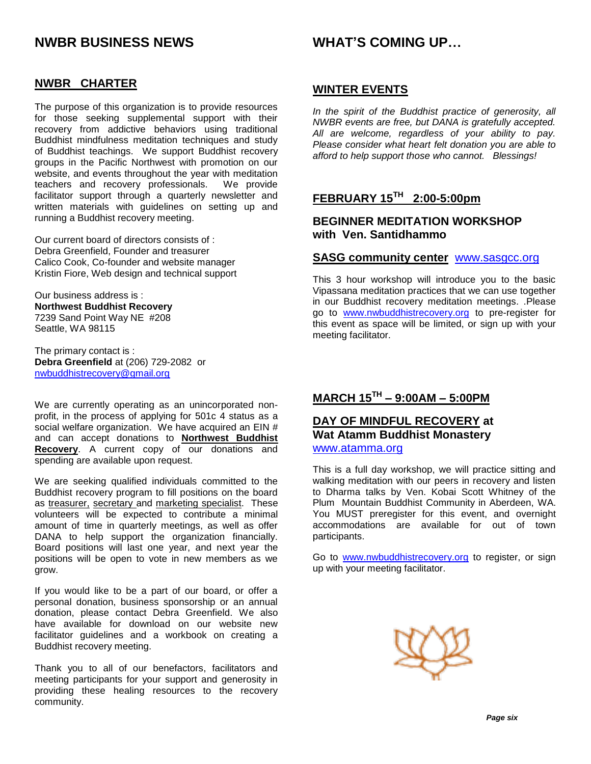# NWBR BUSINESS NEWS

## NWBR CHARTER

The purpose of this organization is to provide resources for those seeking supplemental support with their recovery from addictive behaviors using traditional Buddhist mindfulness meditation techniques and study of Buddhist teachings. We support Buddhist recovery groups in the Pacific Northwest with promotion on our website, and events throughout the year with meditation teachers and recovery professionals. We provide facilitator support through a quarterly newsletter and written materials with guidelines on setting up and running a Buddhist recovery meeting.

Our current board of directors consists of :
Debra Greenfield, Founder and treasurer
Calico Cook, Co-founder and website manager
Kristin Fiore, Web design and technical support

Our business address is :
**Northwest Buddhist Recovery**
7239 Sand Point Way NE #208
Seattle, WA 98115

The primary contact is :
**Debra Greenfield** at (206) 729-2082 or
nwbuddhistrecovery@gmail.org

We are currently operating as an unincorporated non-profit, in the process of applying for 501c 4 status as a social welfare organization. We have acquired an EIN # and can accept donations to **Northwest Buddhist Recovery**. A current copy of our donations and spending are available upon request.

We are seeking qualified individuals committed to the Buddhist recovery program to fill positions on the board as treasurer, secretary and marketing specialist. These volunteers will be expected to contribute a minimal amount of time in quarterly meetings, as well as offer DANA to help support the organization financially. Board positions will last one year, and next year the positions will be open to vote in new members as we grow.

If you would like to be a part of our board, or offer a personal donation, business sponsorship or an annual donation, please contact Debra Greenfield. We also have available for download on our website new facilitator guidelines and a workbook on creating a Buddhist recovery meeting.

Thank you to all of our benefactors, facilitators and meeting participants for your support and generosity in providing these healing resources to the recovery community.

# WHAT'S COMING UP…

## WINTER EVENTS

*In the spirit of the Buddhist practice of generosity, all NWBR events are free, but DANA is gratefully accepted. All are welcome, regardless of your ability to pay. Please consider what heart felt donation you are able to afford to help support those who cannot. Blessings!*

## FEBRUARY 15TH 2:00-5:00pm

### BEGINNER MEDITATION WORKSHOP with Ven. Santidhammo

**SASG community center** www.sasgcc.org

This 3 hour workshop will introduce you to the basic Vipassana meditation practices that we can use together in our Buddhist recovery meditation meetings. .Please go to www.nwbuddhistrecovery.org to pre-register for this event as space will be limited, or sign up with your meeting facilitator.

## MARCH 15TH – 9:00AM – 5:00PM

### DAY OF MINDFUL RECOVERY at Wat Atamm Buddhist Monastery

www.atamma.org

This is a full day workshop, we will practice sitting and walking meditation with our peers in recovery and listen to Dharma talks by Ven. Kobai Scott Whitney of the Plum Mountain Buddhist Community in Aberdeen, WA. You MUST preregister for this event, and overnight accommodations are available for out of town participants.

Go to www.nwbuddhistrecovery.org to register, or sign up with your meeting facilitator.